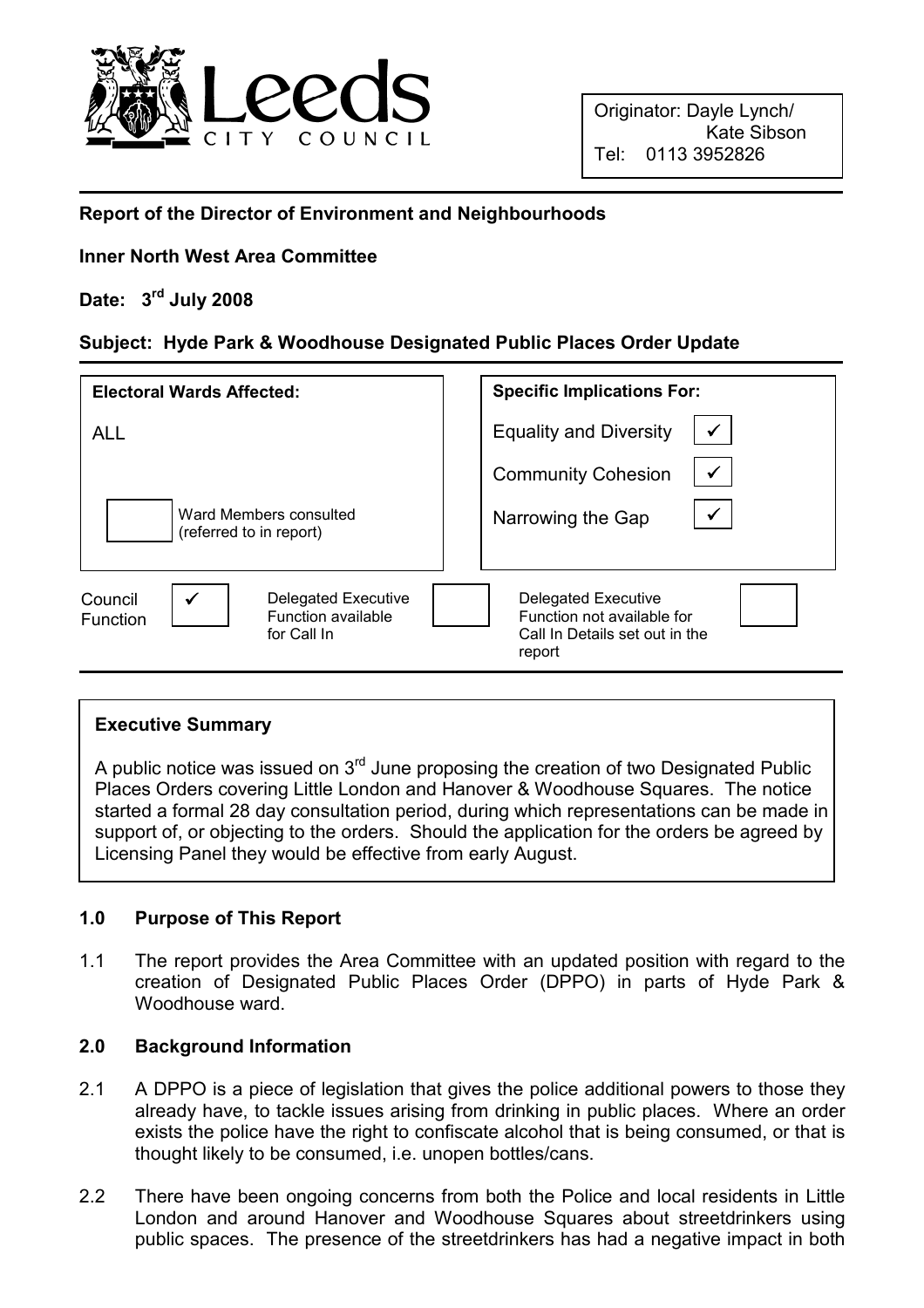Leeds CITY COUNCIL

Originator: Dayle Lynch/ Kate Sibson
Tel: 0113 3952826

**Report of the Director of Environment and Neighbourhoods**

**Inner North West Area Committee**

**Date: 3rd July 2008**

**Subject: Hyde Park & Woodhouse Designated Public Places Order Update**

| Electoral Wards Affected: | Specific Implications For: | |
|---|---|---|
| ALL | Equality and Diversity | ✓ |
| | Community Cohesion | ✓ |
| ☐ Ward Members consulted (referred to in report) | Narrowing the Gap | ✓ |

| Council Function | ✓ | Delegated Executive Function available for Call In | ☐ | Delegated Executive Function not available for Call In Details set out in the report | ☐ |
|---|---|---|---|---|---|

**Executive Summary**

A public notice was issued on 3rd June proposing the creation of two Designated Public Places Orders covering Little London and Hanover & Woodhouse Squares. The notice started a formal 28 day consultation period, during which representations can be made in support of, or objecting to the orders. Should the application for the orders be agreed by Licensing Panel they would be effective from early August.

## 1.0 Purpose of This Report

1.1 The report provides the Area Committee with an updated position with regard to the creation of Designated Public Places Order (DPPO) in parts of Hyde Park & Woodhouse ward.

## 2.0 Background Information

2.1 A DPPO is a piece of legislation that gives the police additional powers to those they already have, to tackle issues arising from drinking in public places. Where an order exists the police have the right to confiscate alcohol that is being consumed, or that is thought likely to be consumed, i.e. unopen bottles/cans.

2.2 There have been ongoing concerns from both the Police and local residents in Little London and around Hanover and Woodhouse Squares about streetdrinkers using public spaces. The presence of the streetdrinkers has had a negative impact in both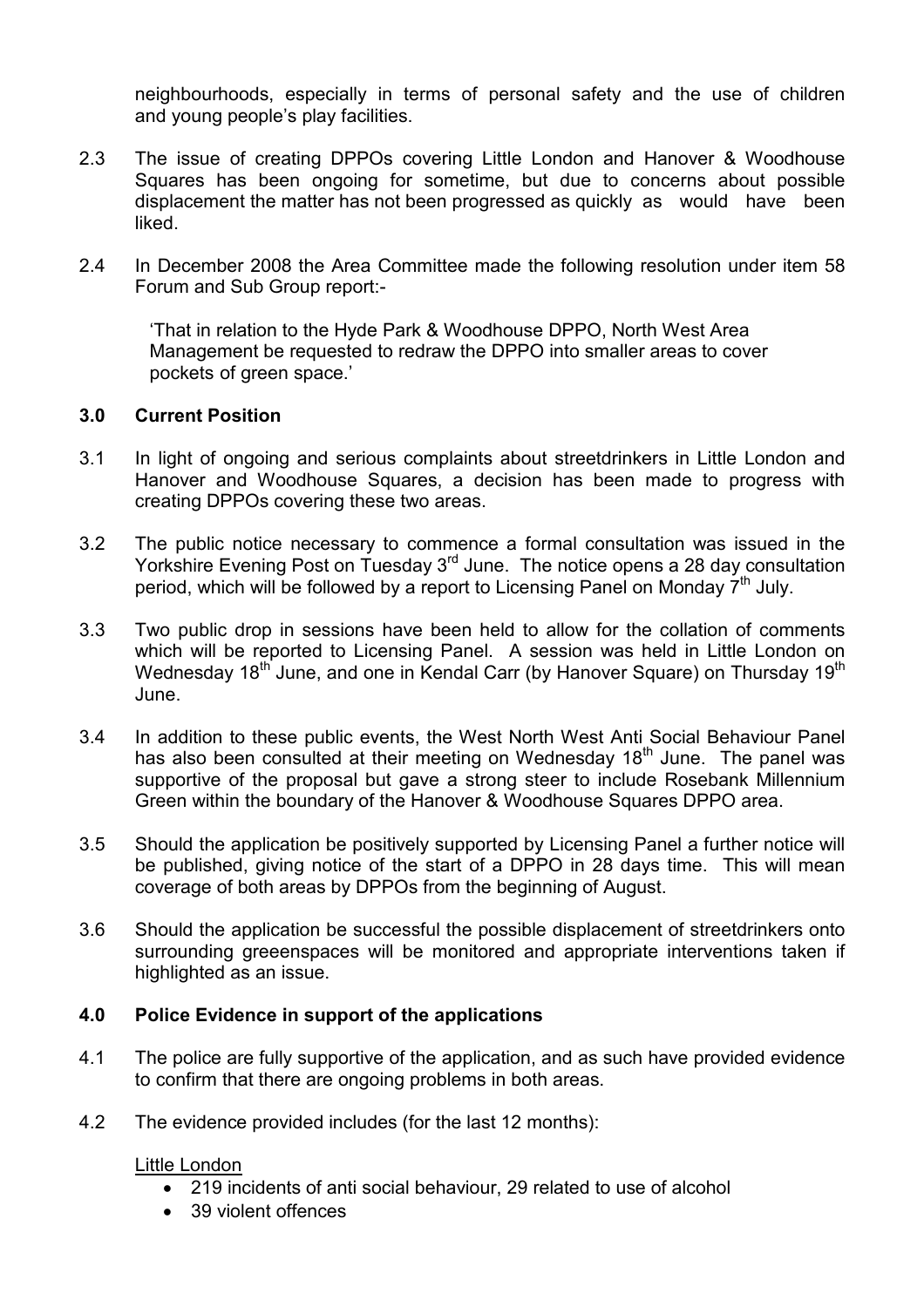neighbourhoods, especially in terms of personal safety and the use of children and young people's play facilities.

2.3 The issue of creating DPPOs covering Little London and Hanover & Woodhouse Squares has been ongoing for sometime, but due to concerns about possible displacement the matter has not been progressed as quickly as would have been liked.

2.4 In December 2008 the Area Committee made the following resolution under item 58 Forum and Sub Group report:-

> 'That in relation to the Hyde Park & Woodhouse DPPO, North West Area Management be requested to redraw the DPPO into smaller areas to cover pockets of green space.'

## 3.0 Current Position

3.1 In light of ongoing and serious complaints about streetdrinkers in Little London and Hanover and Woodhouse Squares, a decision has been made to progress with creating DPPOs covering these two areas.

3.2 The public notice necessary to commence a formal consultation was issued in the Yorkshire Evening Post on Tuesday 3rd June. The notice opens a 28 day consultation period, which will be followed by a report to Licensing Panel on Monday 7th July.

3.3 Two public drop in sessions have been held to allow for the collation of comments which will be reported to Licensing Panel. A session was held in Little London on Wednesday 18th June, and one in Kendal Carr (by Hanover Square) on Thursday 19th June.

3.4 In addition to these public events, the West North West Anti Social Behaviour Panel has also been consulted at their meeting on Wednesday 18th June. The panel was supportive of the proposal but gave a strong steer to include Rosebank Millennium Green within the boundary of the Hanover & Woodhouse Squares DPPO area.

3.5 Should the application be positively supported by Licensing Panel a further notice will be published, giving notice of the start of a DPPO in 28 days time. This will mean coverage of both areas by DPPOs from the beginning of August.

3.6 Should the application be successful the possible displacement of streetdrinkers onto surrounding greeenspaces will be monitored and appropriate interventions taken if highlighted as an issue.

## 4.0 Police Evidence in support of the applications

4.1 The police are fully supportive of the application, and as such have provided evidence to confirm that there are ongoing problems in both areas.

4.2 The evidence provided includes (for the last 12 months):

<u>Little London</u>

- 219 incidents of anti social behaviour, 29 related to use of alcohol
- 39 violent offences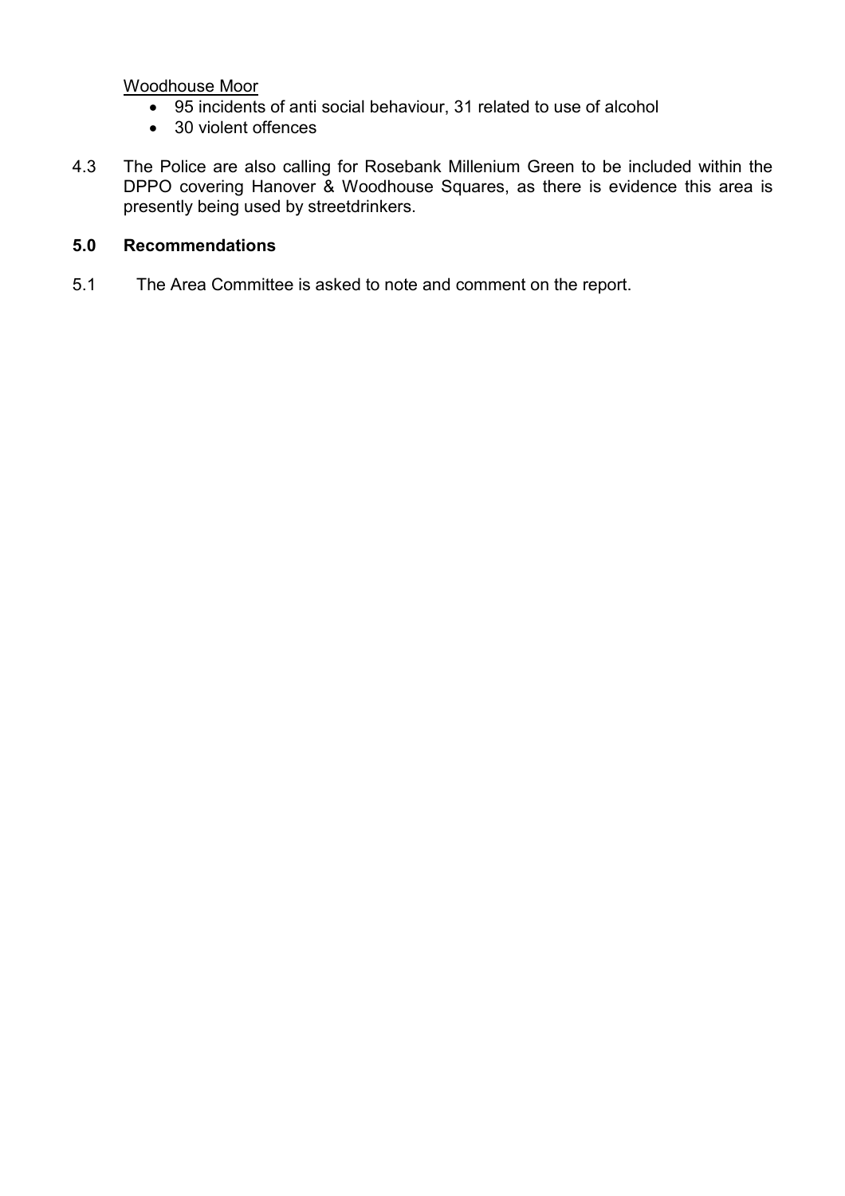Woodhouse Moor

- 95 incidents of anti social behaviour, 31 related to use of alcohol
- 30 violent offences

4.3 The Police are also calling for Rosebank Millenium Green to be included within the DPPO covering Hanover & Woodhouse Squares, as there is evidence this area is presently being used by streetdrinkers.

## 5.0 Recommendations

5.1 The Area Committee is asked to note and comment on the report.